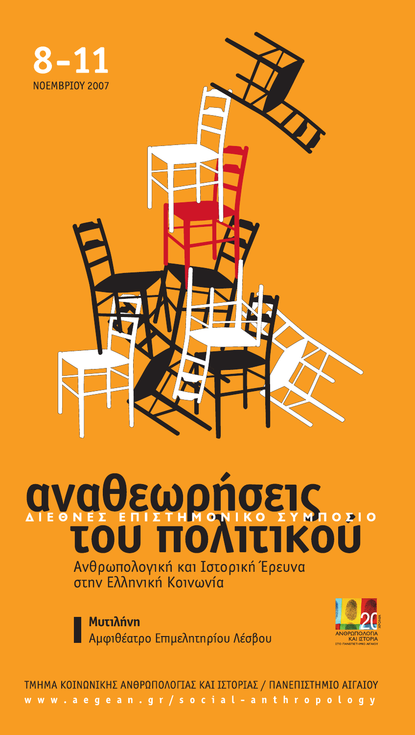**8-11**
ΝΟΕΜΒΡΙΟΥ 2007

# αναθεωρήσεις του πολιτικού

ΔΙΕΘΝΕΣ ΕΠΙΣΤΗΜΟΝΙΚΟ ΣΥΜΠΟΣΙΟ

## Ανθρωπολογική και Ιστορική Έρευνα στην Ελληνική Κοινωνία

**Μυτιλήνη**
Αμφιθέατρο Επιμελητηρίου Λέσβου

20 ΧΡΟΝΙΑ
ΑΝΘΡΩΠΟΛΟΓΙΑ ΚΑΙ ΙΣΤΟΡΙΑ
ΣΤΟ ΠΑΝΕΠΙΣΤΗΜΙΟ ΑΙΓΑΙΟΥ

ΤΜΗΜΑ ΚΟΙΝΩΝΙΚΗΣ ΑΝΘΡΩΠΟΛΟΓΙΑΣ ΚΑΙ ΙΣΤΟΡΙΑΣ / ΠΑΝΕΠΙΣΤΗΜΙΟ ΑΙΓΑΙΟΥ
www.aegean.gr/social-anthropology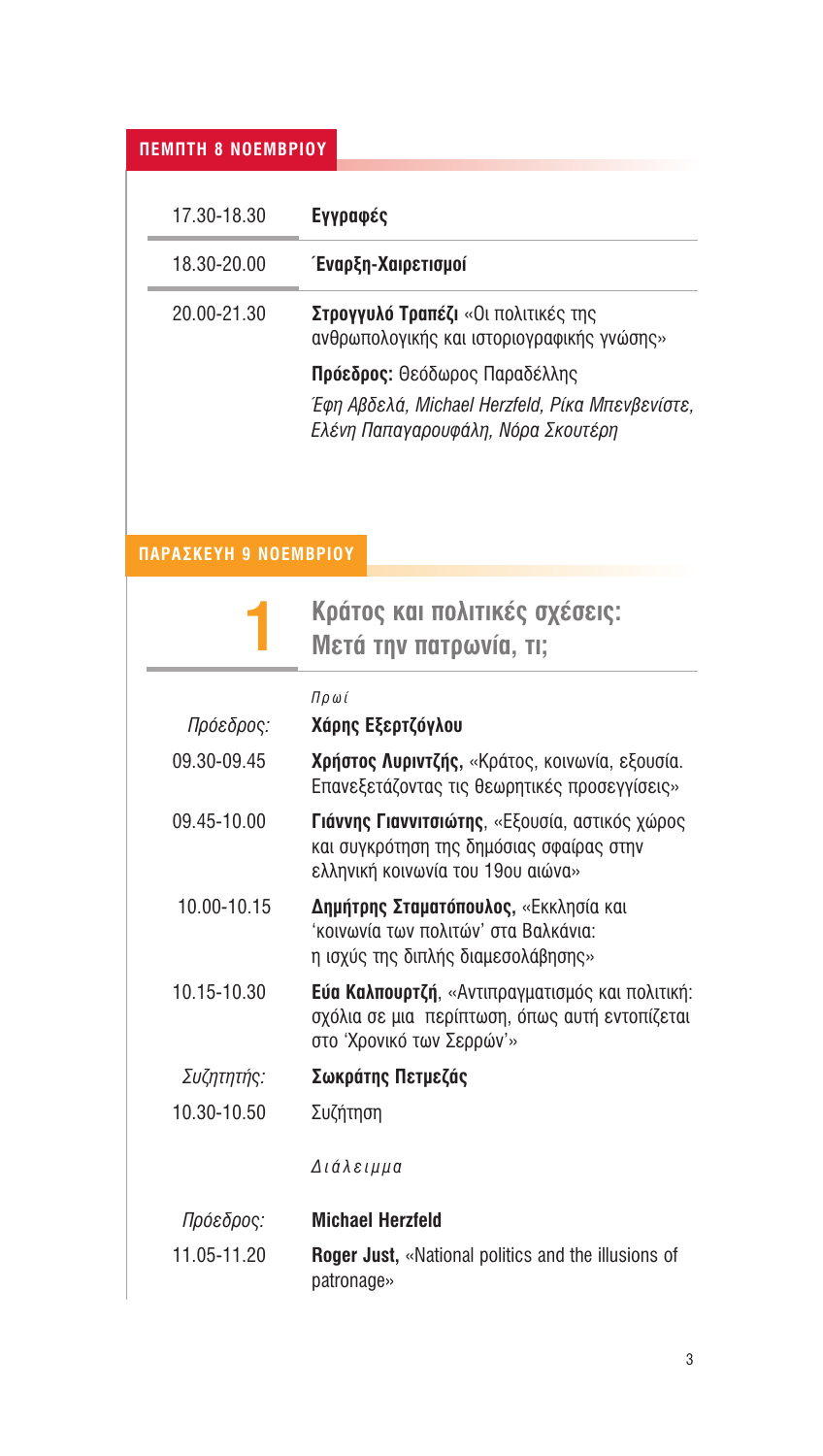## ΠΕΜΠΤΗ 8 ΝΟΕΜΒΡΙΟΥ

| | |
|---|---|
| 17.30-18.30 | **Εγγραφές** |
| 18.30-20.00 | **Έναρξη-Χαιρετισμοί** |
| 20.00-21.30 | **Στρογγυλό Τραπέζι** «Οι πολιτικές της ανθρωπολογικής και ιστοριογραφικής γνώσης» |
| | **Πρόεδρος:** Θεόδωρος Παραδέλλης |
| | *Έφη Αβδελά, Michael Herzfeld, Ρίκα Μπενβενίστε, Ελένη Παπαγαρουφάλη, Νόρα Σκουτέρη* |

## ΠΑΡΑΣΚΕΥΗ 9 ΝΟΕΜΒΡΙΟΥ

### 1 Κράτος και πολιτικές σχέσεις: Μετά την πατρωνία, τι;

*Πρωί*

| | |
|---|---|
| *Πρόεδρος:* | **Χάρης Εξερτζόγλου** |
| 09.30-09.45 | **Χρήστος Λυριντζής,** «Κράτος, κοινωνία, εξουσία. Επανεξετάζοντας τις θεωρητικές προσεγγίσεις» |
| 09.45-10.00 | **Γιάννης Γιαννιτσιώτης**, «Εξουσία, αστικός χώρος και συγκρότηση της δημόσιας σφαίρας στην ελληνική κοινωνία του 19ου αιώνα» |
| 10.00-10.15 | **Δημήτρης Σταματόπουλος,** «Εκκλησία και 'κοινωνία των πολιτών' στα Βαλκάνια: η ισχύς της διπλής διαμεσολάβησης» |
| 10.15-10.30 | **Εύα Καλπουρτζή**, «Αντιπραγματισμός και πολιτική: σχόλια σε μια περίπτωση, όπως αυτή εντοπίζεται στο 'Χρονικό των Σερρών'» |
| *Συζητητής:* | **Σωκράτης Πετμεζάς** |
| 10.30-10.50 | Συζήτηση |

*Διάλειμμα*

| | |
|---|---|
| *Πρόεδρος:* | **Michael Herzfeld** |
| 11.05-11.20 | **Roger Just,** «National politics and the illusions of patronage» |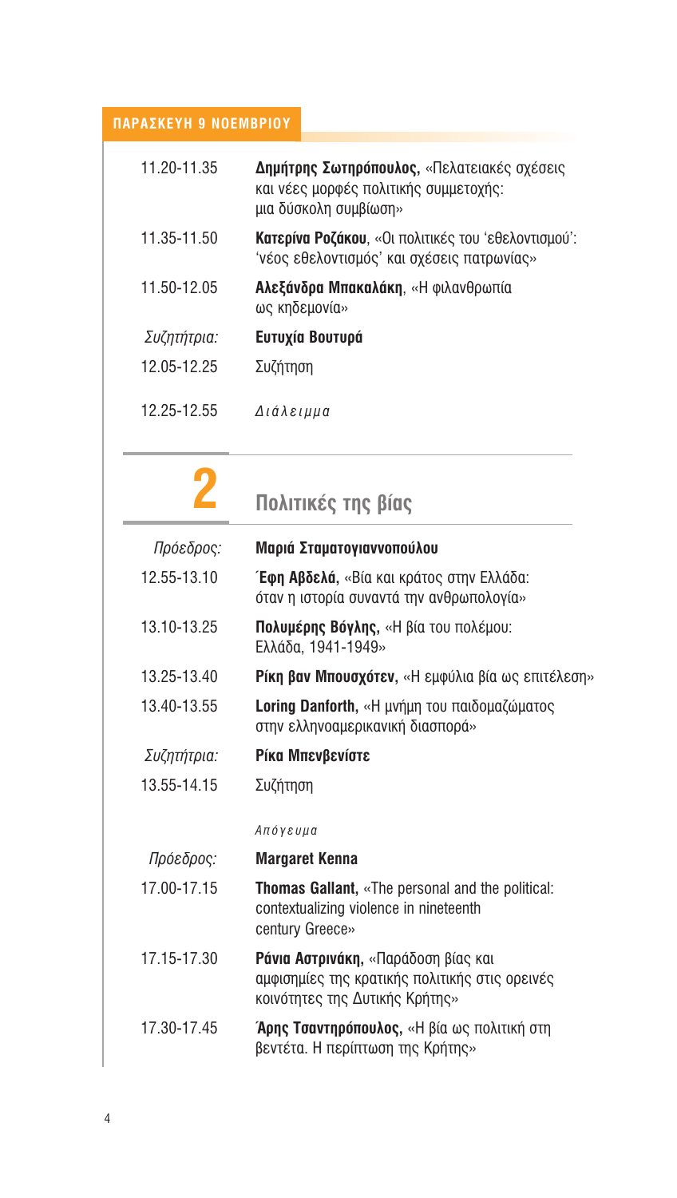**ΠΑΡΑΣΚΕΥΗ 9 ΝΟΕΜΒΡΙΟΥ**

| | |
|---|---|
| 11.20-11.35 | **Δημήτρης Σωτηρόπουλος,** «Πελατειακές σχέσεις και νέες μορφές πολιτικής συμμετοχής: μια δύσκολη συμβίωση» |
| 11.35-11.50 | **Κατερίνα Ροζάκου**, «Οι πολιτικές του 'εθελοντισμού': 'νέος εθελοντισμός' και σχέσεις πατρωνίας» |
| 11.50-12.05 | **Αλεξάνδρα Μπακαλάκη**, «Η φιλανθρωπία ως κηδεμονία» |
| *Συζητήτρια:* | **Ευτυχία Βουτυρά** |
| 12.05-12.25 | Συζήτηση |
| 12.25-12.55 | *Διάλειμμα* |

## 2 Πολιτικές της βίας

| | |
|---|---|
| *Πρόεδρος:* | **Μαριά Σταματογιαννοπούλου** |
| 12.55-13.10 | **Έφη Αβδελά,** «Βία και κράτος στην Ελλάδα: όταν η ιστορία συναντά την ανθρωπολογία» |
| 13.10-13.25 | **Πολυμέρης Βόγλης,** «Η βία του πολέμου: Ελλάδα, 1941-1949» |
| 13.25-13.40 | **Ρίκη βαν Μπουσχότεν**, «Η εμφύλια βία ως επιτέλεση» |
| 13.40-13.55 | **Loring Danforth,** «Η μνήμη του παιδομαζώματος στην ελληνοαμερικανική διασπορά» |
| *Συζητήτρια:* | **Ρίκα Μπενβενίστε** |
| 13.55-14.15 | Συζήτηση |
| | *Απόγευμα* |
| *Πρόεδρος:* | **Margaret Kenna** |
| 17.00-17.15 | **Thomas Gallant,** «The personal and the political: contextualizing violence in nineteenth century Greece» |
| 17.15-17.30 | **Ράνια Αστρινάκη,** «Παράδοση βίας και αμφισημίες της κρατικής πολιτικής στις ορεινές κοινότητες της Δυτικής Κρήτης» |
| 17.30-17.45 | **Άρης Τσαντηρόπουλος,** «Η βία ως πολιτική στη βεντέτα. Η περίπτωση της Κρήτης» |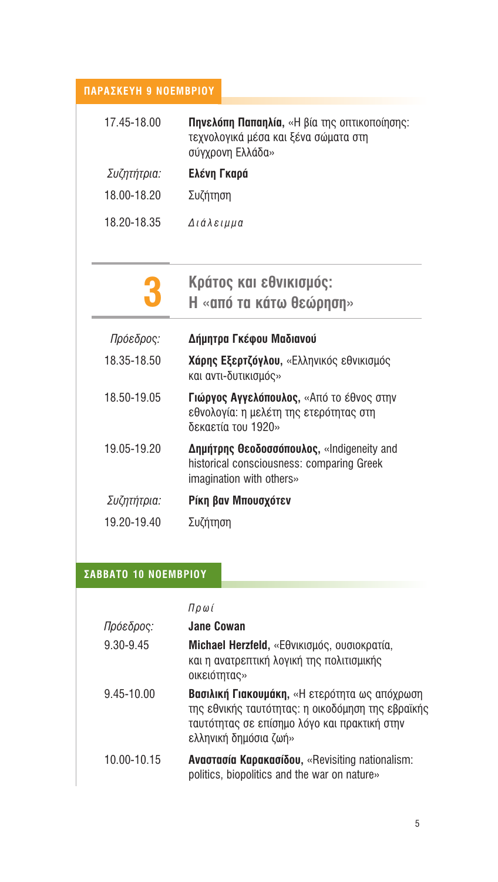## ΠΑΡΑΣΚΕΥΗ 9 ΝΟΕΜΒΡΙΟΥ

| | |
|---|---|
| 17.45-18.00 | **Πηνελόπη Παπαηλία,** «Η βία της οπτικοποίησης: τεχνολογικά μέσα και ξένα σώματα στη σύγχρονη Ελλάδα» |
| *Συζητήτρια:* | **Ελένη Γκαρά** |
| 18.00-18.20 | Συζήτηση |
| 18.20-18.35 | *Διάλειμμα* |

## 3 Κράτος και εθνικισμός: Η «από τα κάτω θεώρηση»

| | |
|---|---|
| *Πρόεδρος:* | **Δήμητρα Γκέφου Μαδιανού** |
| 18.35-18.50 | **Χάρης Εξερτζόγλου,** «Ελληνικός εθνικισμός και αντι-δυτικισμός» |
| 18.50-19.05 | **Γιώργος Αγγελόπουλος,** «Από το έθνος στην εθνολογία: η μελέτη της ετερότητας στη δεκαετία του 1920» |
| 19.05-19.20 | **Δημήτρης Θεοδοσσόπουλος,** «Indigeneity and historical consciousness: comparing Greek imagination with others» |
| *Συζητήτρια:* | **Ρίκη βαν Μπουσχότεν** |
| 19.20-19.40 | Συζήτηση |

## ΣΑΒΒΑΤΟ 10 ΝΟΕΜΒΡΙΟΥ

| | |
|---|---|
| | *Πρωί* |
| *Πρόεδρος:* | **Jane Cowan** |
| 9.30-9.45 | **Michael Herzfeld,** «Εθνικισμός, ουσιοκρατία, και η ανατρεπτική λογική της πολιτισμικής οικειότητας» |
| 9.45-10.00 | **Βασιλική Γιακουμάκη,** «Η ετερότητα ως απόχρωση της εθνικής ταυτότητας: η οικοδόμηση της εβραϊκής ταυτότητας σε επίσημο λόγο και πρακτική στην ελληνική δημόσια ζωή» |
| 10.00-10.15 | **Αναστασία Καρακασίδου,** «Revisiting nationalism: politics, biopolitics and the war on nature» |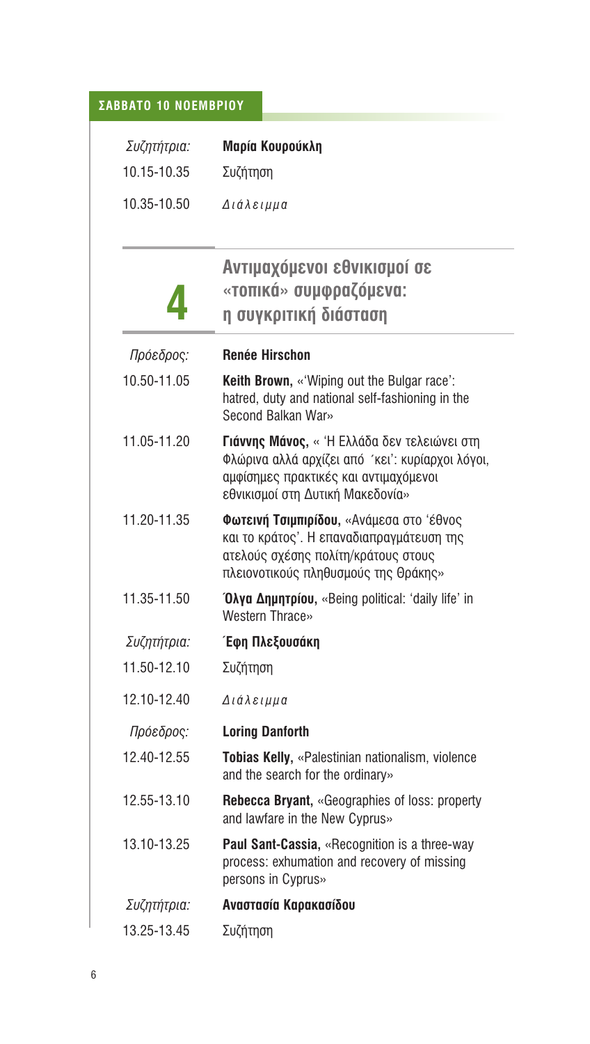## ΣΑΒΒΑΤΟ 10 ΝΟΕΜΒΡΙΟΥ

| | |
|---|---|
| *Συζητήτρια:* | **Μαρία Κουρούκλη** |
| 10.15-10.35 | Συζήτηση |
| 10.35-10.50 | *Διάλειμμα* |

## 4 Αντιμαχόμενοι εθνικισμοί σε «τοπικά» συμφραζόμενα: η συγκριτική διάσταση

| | |
|---|---|
| *Πρόεδρος:* | **Renée Hirschon** |
| 10.50-11.05 | **Keith Brown,** «'Wiping out the Bulgar race': hatred, duty and national self-fashioning in the Second Balkan War» |
| 11.05-11.20 | **Γιάννης Μάνος,** « 'Η Ελλάδα δεν τελειώνει στη Φλώρινα αλλά αρχίζει από ΄κει': κυρίαρχοι λόγοι, αμφίσημες πρακτικές και αντιμαχόμενοι εθνικισμοί στη Δυτική Μακεδονία» |
| 11.20-11.35 | **Φωτεινή Τσιμπιρίδου,** «Ανάμεσα στο 'έθνος και το κράτος'. Η επαναδιαπραγμάτευση της ατελούς σχέσης πολίτη/κράτους στους πλειονοτικούς πληθυσμούς της Θράκης» |
| 11.35-11.50 | **Όλγα Δημητρίου,** «Being political: 'daily life' in Western Thrace» |
| *Συζητήτρια:* | **Έφη Πλεξουσάκη** |
| 11.50-12.10 | Συζήτηση |
| 12.10-12.40 | *Διάλειμμα* |
| *Πρόεδρος:* | **Loring Danforth** |
| 12.40-12.55 | **Tobias Kelly,** «Palestinian nationalism, violence and the search for the ordinary» |
| 12.55-13.10 | **Rebecca Bryant,** «Geographies of loss: property and lawfare in the New Cyprus» |
| 13.10-13.25 | **Paul Sant-Cassia,** «Recognition is a three-way process: exhumation and recovery of missing persons in Cyprus» |
| *Συζητήτρια:* | **Αναστασία Καρακασίδου** |
| 13.25-13.45 | Συζήτηση |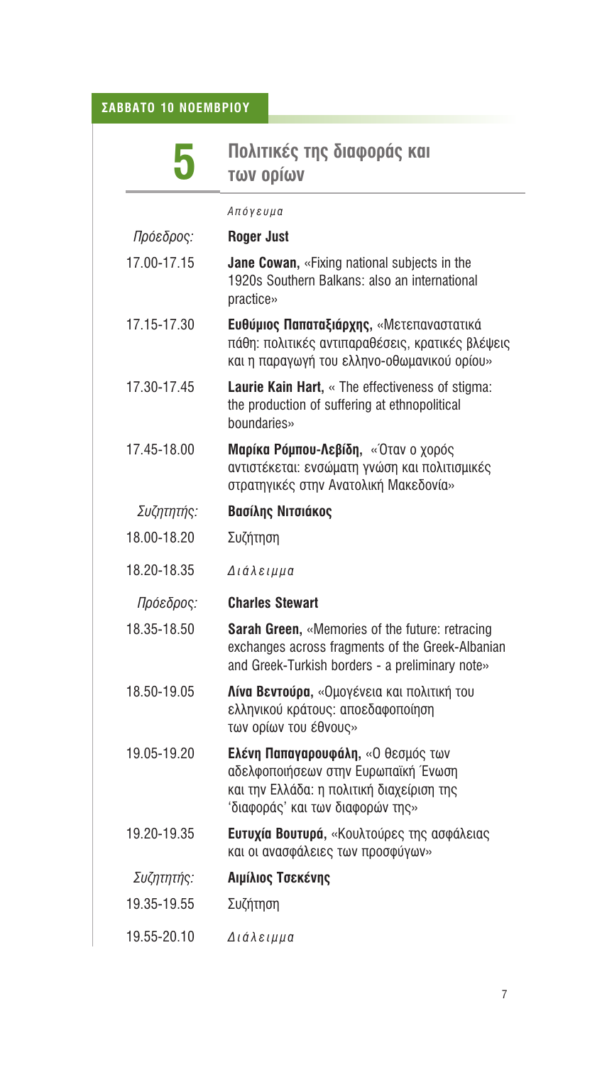**ΣΑΒΒΑΤΟ 10 ΝΟΕΜΒΡΙΟΥ**

# 5 Πολιτικές της διαφοράς και των ορίων

*Απόγευμα*

| | |
|---|---|
| *Πρόεδρος:* | **Roger Just** |
| 17.00-17.15 | **Jane Cowan,** «Fixing national subjects in the 1920s Southern Balkans: also an international practice» |
| 17.15-17.30 | **Ευθύμιος Παπαταξιάρχης,** «Μετεπαναστατικά πάθη: πολιτικές αντιπαραθέσεις, κρατικές βλέψεις και η παραγωγή του ελληνο-οθωμανικού ορίου» |
| 17.30-17.45 | **Laurie Kain Hart,** « The effectiveness of stigma: the production of suffering at ethnopolitical boundaries» |
| 17.45-18.00 | **Μαρίκα Ρόμπου-Λεβίδη,** «Όταν ο χορός αντιστέκεται: ενσώματη γνώση και πολιτισμικές στρατηγικές στην Ανατολική Μακεδονία» |
| *Συζητητής:* | **Βασίλης Νιτσιάκος** |
| 18.00-18.20 | Συζήτηση |
| 18.20-18.35 | *Διάλειμμα* |
| *Πρόεδρος:* | **Charles Stewart** |
| 18.35-18.50 | **Sarah Green,** «Memories of the future: retracing exchanges across fragments of the Greek-Albanian and Greek-Turkish borders - a preliminary note» |
| 18.50-19.05 | **Λίνα Βεντούρα,** «Ομογένεια και πολιτική του ελληνικού κράτους: αποεδαφοποίηση των ορίων του έθνους» |
| 19.05-19.20 | **Ελένη Παπαγαρουφάλη,** «Ο θεσμός των αδελφοποιήσεων στην Ευρωπαϊκή Ένωση και την Ελλάδα: η πολιτική διαχείριση της 'διαφοράς' και των διαφορών της» |
| 19.20-19.35 | **Ευτυχία Βουτυρά,** «Κουλτούρες της ασφάλειας και οι ανασφάλειες των προσφύγων» |
| *Συζητητής:* | **Αιμίλιος Τσεκένης** |
| 19.35-19.55 | Συζήτηση |
| 19.55-20.10 | *Διάλειμμα* |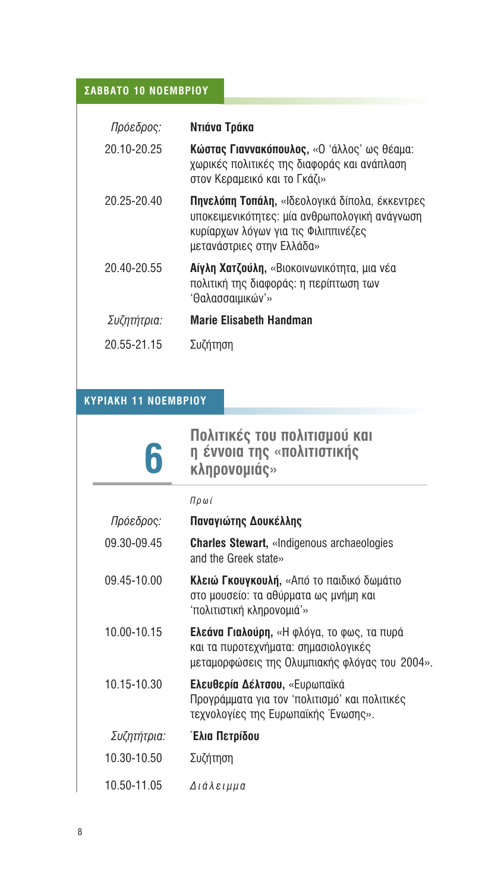## ΣΑΒΒΑΤΟ 10 ΝΟΕΜΒΡΙΟΥ

| | |
|---|---|
| *Πρόεδρος:* | **Ντιάνα Τράκα** |
| 20.10-20.25 | **Κώστας Γιαννακόπουλος,** «Ο 'άλλος' ως θέαμα: χωρικές πολιτικές της διαφοράς και ανάπλαση στον Κεραμεικό και το Γκάζι» |
| 20.25-20.40 | **Πηνελόπη Τοπάλη,** «Ιδεολογικά δίπολα, έκκεντρες υποκειμενικότητες: μία ανθρωπολογική ανάγνωση κυρίαρχων λόγων για τις Φιλιππινέζες μετανάστριες στην Ελλάδα» |
| 20.40-20.55 | **Αίγλη Χατζούλη,** «Βιοκοινωνικότητα, μια νέα πολιτική της διαφοράς: η περίπτωση των 'Θαλασσαιμικών'» |
| *Συζητήτρια:* | **Marie Elisabeth Handman** |
| 20.55-21.15 | Συζήτηση |

## ΚΥΡΙΑΚΗ 11 ΝΟΕΜΒΡΙΟΥ

### 6 Πολιτικές του πολιτισμού και η έννοια της «πολιτιστικής κληρονομιάς»

*Πρωί*

| | |
|---|---|
| *Πρόεδρος:* | **Παναγιώτης Δουκέλλης** |
| 09.30-09.45 | **Charles Stewart,** «Indigenous archaeologies and the Greek state» |
| 09.45-10.00 | **Κλειώ Γκουγκουλή,** «Από το παιδικό δωμάτιο στο μουσείο: τα αθύρματα ως μνήμη και 'πολιτιστική κληρονομιά'» |
| 10.00-10.15 | **Ελεάνα Γιαλούρη,** «Η φλόγα, το φως, τα πυρά και τα πυροτεχνήματα: σημασιολογικές μεταμορφώσεις της Ολυμπιακής φλόγας του 2004». |
| 10.15-10.30 | **Ελευθερία Δέλτσου,** «Ευρωπαϊκά Προγράμματα για τον 'πολιτισμό' και πολιτικές τεχνολογίες της Ευρωπαϊκής Ένωσης». |
| *Συζητήτρια:* | **Έλια Πετρίδου** |
| 10.30-10.50 | Συζήτηση |
| 10.50-11.05 | *Διάλειμμα* |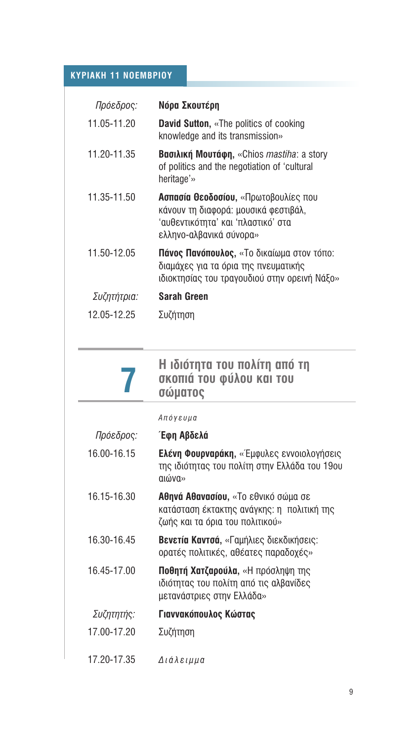**ΚΥΡΙΑΚΗ 11 ΝΟΕΜΒΡΙΟΥ**

| | |
|---|---|
| *Πρόεδρος:* | **Νόρα Σκουτέρη** |
| 11.05-11.20 | **David Sutton,** «The politics of cooking knowledge and its transmission» |
| 11.20-11.35 | **Βασιλική Μουτάφη,** «Chios *mastiha*: a story of politics and the negotiation of 'cultural heritage'» |
| 11.35-11.50 | **Ασπασία Θεοδοσίου,** «Πρωτοβουλίες που κάνουν τη διαφορά: μουσικά φεστιβάλ, 'αυθεντικότητα' και 'πλαστικό' στα ελληνο-αλβανικά σύνορα» |
| 11.50-12.05 | **Πάνος Πανόπουλος,** «Το δικαίωμα στον τόπο: διαμάχες για τα όρια της πνευματικής ιδιοκτησίας του τραγουδιού στην ορεινή Νάξο» |
| *Συζητήτρια:* | **Sarah Green** |
| 12.05-12.25 | Συζήτηση |

## 7 Η ιδιότητα του πολίτη από τη σκοπιά του φύλου και του σώματος

*Απόγευμα*

| | |
|---|---|
| *Πρόεδρος:* | **Έφη Αβδελά** |
| 16.00-16.15 | **Ελένη Φουρναράκη,** «Έμφυλες εννοιολογήσεις της ιδιότητας του πολίτη στην Ελλάδα του 19ου αιώνα» |
| 16.15-16.30 | **Αθηνά Αθανασίου,** «Το εθνικό σώμα σε κατάσταση έκτακτης ανάγκης: η πολιτική της ζωής και τα όρια του πολιτικού» |
| 16.30-16.45 | **Βενετία Καντσά,** «Γαμήλιες διεκδικήσεις: ορατές πολιτικές, αθέατες παραδοχές» |
| 16.45-17.00 | **Ποθητή Χατζαρούλα,** «Η πρόσληψη της ιδιότητας του πολίτη από τις αλβανίδες μετανάστριες στην Ελλάδα» |
| *Συζητητής:* | **Γιαννακόπουλος Κώστας** |
| 17.00-17.20 | Συζήτηση |
| 17.20-17.35 | *Διάλειμμα* |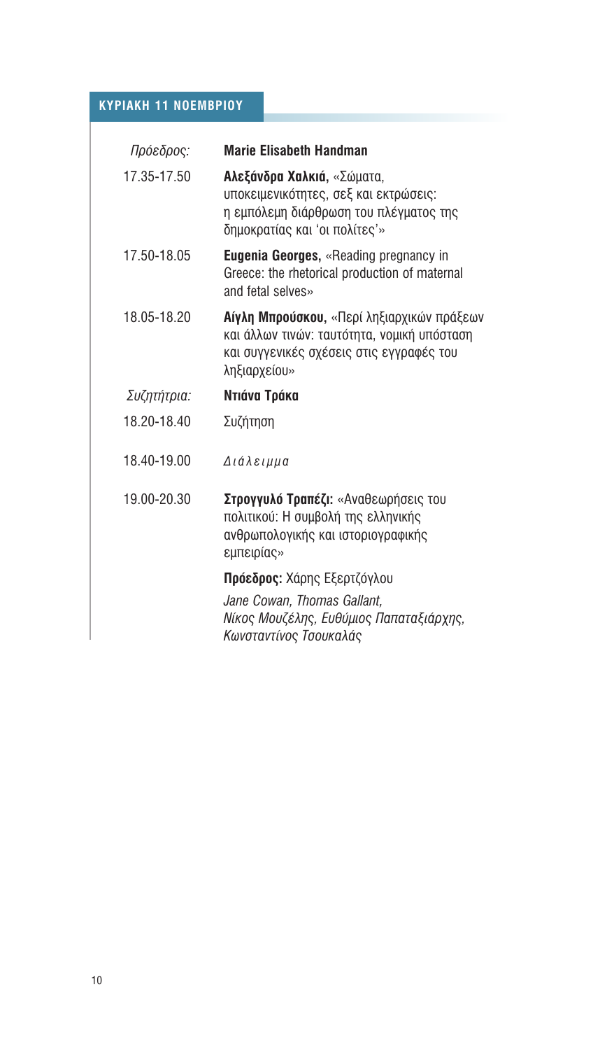## ΚΥΡΙΑΚΗ 11 ΝΟΕΜΒΡΙΟΥ

| | |
|---|---|
| *Πρόεδρος:* | **Marie Elisabeth Handman** |
| 17.35-17.50 | **Αλεξάνδρα Χαλκιά,** «Σώματα, υποκειμενικότητες, σεξ και εκτρώσεις: η εμπόλεμη διάρθρωση του πλέγματος της δημοκρατίας και 'οι πολίτες'» |
| 17.50-18.05 | **Eugenia Georges,** «Reading pregnancy in Greece: the rhetorical production of maternal and fetal selves» |
| 18.05-18.20 | **Αίγλη Μπρούσκου,** «Περί ληξιαρχικών πράξεων και άλλων τινών: ταυτότητα, νομική υπόσταση και συγγενικές σχέσεις στις εγγραφές του ληξιαρχείου» |
| *Συζητήτρια:* | **Ντιάνα Τράκα** |
| 18.20-18.40 | Συζήτηση |
| 18.40-19.00 | *Διάλειμμα* |
| 19.00-20.30 | **Στρογγυλό Τραπέζι:** «Αναθεωρήσεις του πολιτικού: Η συμβολή της ελληνικής ανθρωπολογικής και ιστοριογραφικής εμπειρίας» |
| | **Πρόεδρος:** Χάρης Εξερτζόγλου |
| | *Jane Cowan, Thomas Gallant, Νίκος Μουζέλης, Ευθύμιος Παπαταξιάρχης, Κωνσταντίνος Τσουκαλάς* |